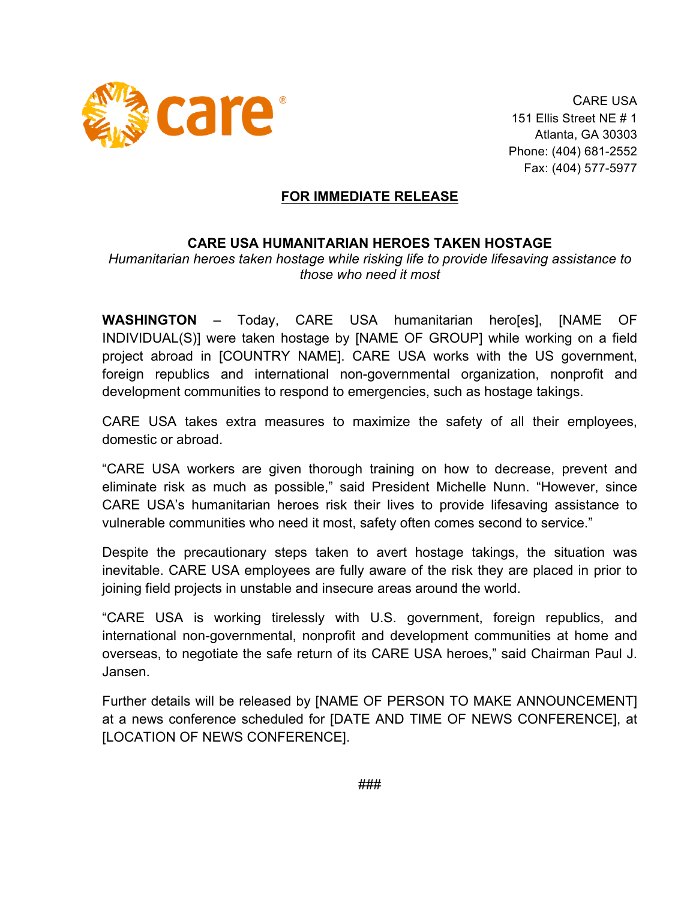care®

CARE USA
151 Ellis Street NE # 1
Atlanta, GA 30303
Phone: (404) 681-2552
Fax: (404) 577-5977

**FOR IMMEDIATE RELEASE**

# CARE USA HUMANITARIAN HEROES TAKEN HOSTAGE

*Humanitarian heroes taken hostage while risking life to provide lifesaving assistance to those who need it most*

**WASHINGTON** – Today, CARE USA humanitarian hero[es], [NAME OF INDIVIDUAL(S)] were taken hostage by [NAME OF GROUP] while working on a field project abroad in [COUNTRY NAME]. CARE USA works with the US government, foreign republics and international non-governmental organization, nonprofit and development communities to respond to emergencies, such as hostage takings.

CARE USA takes extra measures to maximize the safety of all their employees, domestic or abroad.

"CARE USA workers are given thorough training on how to decrease, prevent and eliminate risk as much as possible," said President Michelle Nunn. "However, since CARE USA's humanitarian heroes risk their lives to provide lifesaving assistance to vulnerable communities who need it most, safety often comes second to service."

Despite the precautionary steps taken to avert hostage takings, the situation was inevitable. CARE USA employees are fully aware of the risk they are placed in prior to joining field projects in unstable and insecure areas around the world.

"CARE USA is working tirelessly with U.S. government, foreign republics, and international non-governmental, nonprofit and development communities at home and overseas, to negotiate the safe return of its CARE USA heroes," said Chairman Paul J. Jansen.

Further details will be released by [NAME OF PERSON TO MAKE ANNOUNCEMENT] at a news conference scheduled for [DATE AND TIME OF NEWS CONFERENCE], at [LOCATION OF NEWS CONFERENCE].

###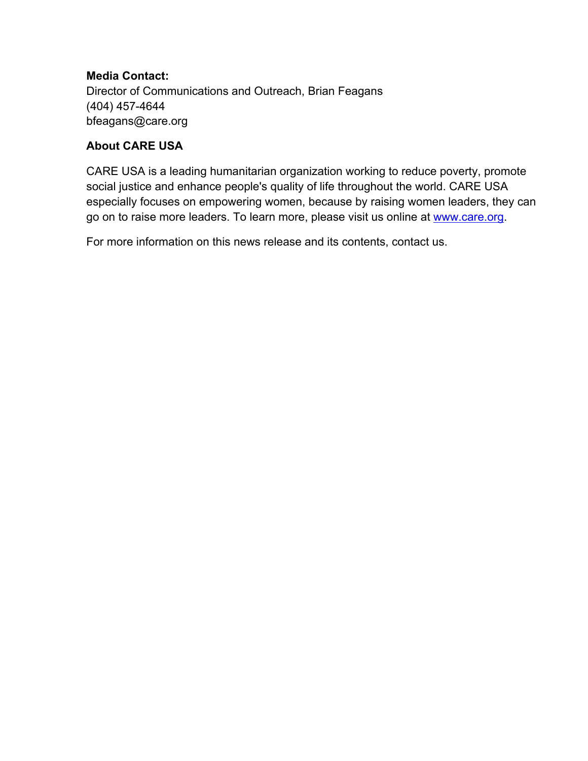**Media Contact:**
Director of Communications and Outreach, Brian Feagans
(404) 457-4644
bfeagans@care.org

**About CARE USA**

CARE USA is a leading humanitarian organization working to reduce poverty, promote social justice and enhance people's quality of life throughout the world. CARE USA especially focuses on empowering women, because by raising women leaders, they can go on to raise more leaders. To learn more, please visit us online at [www.care.org](http://www.care.org).

For more information on this news release and its contents, contact us.